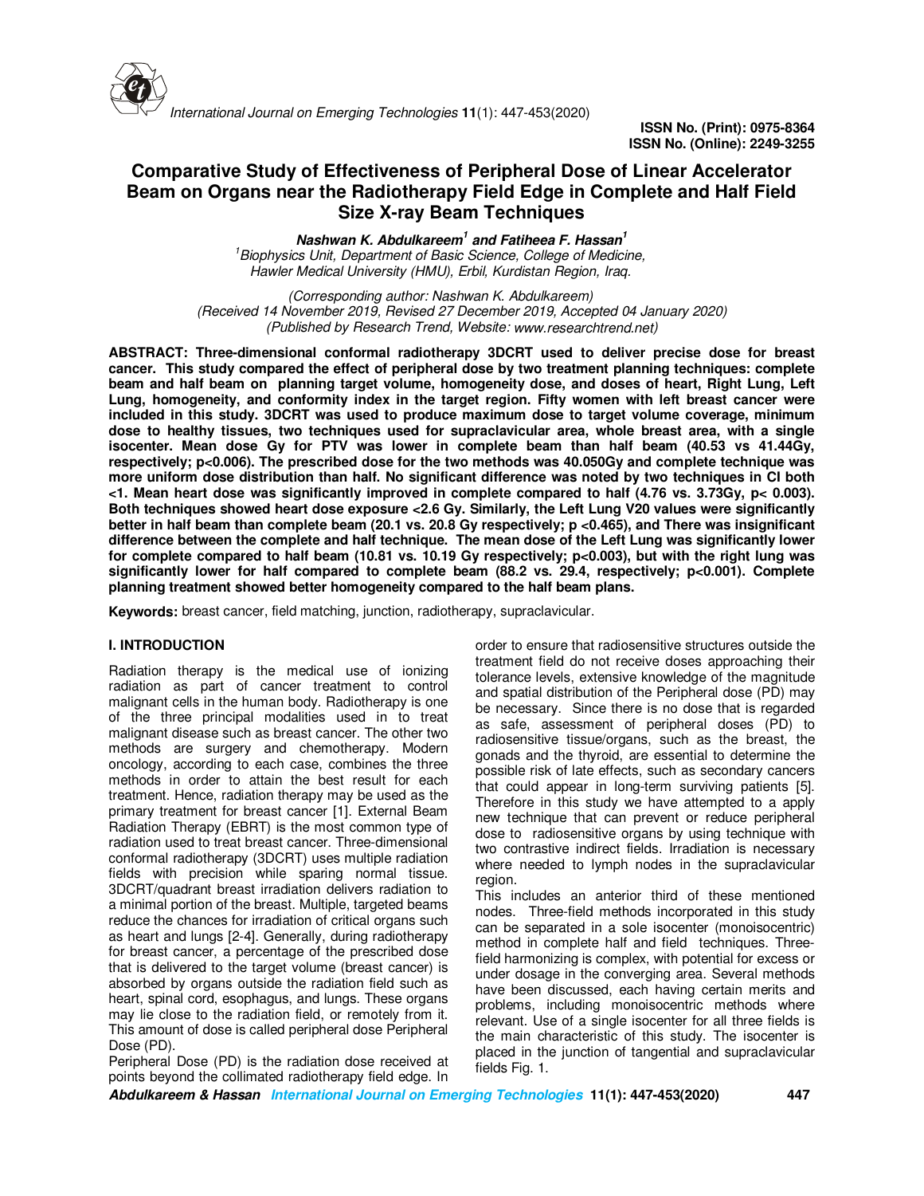# Comparative Study of Effectiveness of Peripheral Dose of Linear Accelerator Beam on Organs near the Radiotherapy Field Edge in Complete and Half Field Size X-ray Beam Techniques

***Nashwan K. Abdulkareem[1] and Fatiheea F. Hassan[1]***

*[1]Biophysics Unit, Department of Basic Science, College of Medicine, Hawler Medical University (HMU), Erbil, Kurdistan Region, Iraq.*

*(Corresponding author: Nashwan K. Abdulkareem)*
*(Received 14 November 2019, Revised 27 December 2019, Accepted 04 January 2020)*
*(Published by Research Trend, Website: www.researchtrend.net)*

**ABSTRACT: Three-dimensional conformal radiotherapy 3DCRT used to deliver precise dose for breast cancer. This study compared the effect of peripheral dose by two treatment planning techniques: complete beam and half beam on planning target volume, homogeneity dose, and doses of heart, Right Lung, Left Lung, homogeneity, and conformity index in the target region. Fifty women with left breast cancer were included in this study. 3DCRT was used to produce maximum dose to target volume coverage, minimum dose to healthy tissues, two techniques used for supraclavicular area, whole breast area, with a single isocenter. Mean dose Gy for PTV was lower in complete beam than half beam (40.53 vs 41.44Gy, respectively; p<0.006). The prescribed dose for the two methods was 40.050Gy and complete technique was more uniform dose distribution than half. No significant difference was noted by two techniques in CI both <1. Mean heart dose was significantly improved in complete compared to half (4.76 vs. 3.73Gy, p< 0.003). Both techniques showed heart dose exposure <2.6 Gy. Similarly, the Left Lung V20 values were significantly better in half beam than complete beam (20.1 vs. 20.8 Gy respectively; p <0.465), and There was insignificant difference between the complete and half technique. The mean dose of the Left Lung was significantly lower for complete compared to half beam (10.81 vs. 10.19 Gy respectively; p<0.003), but with the right lung was significantly lower for half compared to complete beam (88.2 vs. 29.4, respectively; p<0.001). Complete planning treatment showed better homogeneity compared to the half beam plans.**

**Keywords:** breast cancer, field matching, junction, radiotherapy, supraclavicular.

## I. INTRODUCTION

Radiation therapy is the medical use of ionizing radiation as part of cancer treatment to control malignant cells in the human body. Radiotherapy is one of the three principal modalities used in to treat malignant disease such as breast cancer. The other two methods are surgery and chemotherapy. Modern oncology, according to each case, combines the three methods in order to attain the best result for each treatment. Hence, radiation therapy may be used as the primary treatment for breast cancer [1]. External Beam Radiation Therapy (EBRT) is the most common type of radiation used to treat breast cancer. Three-dimensional conformal radiotherapy (3DCRT) uses multiple radiation fields with precision while sparing normal tissue. 3DCRT/quadrant breast irradiation delivers radiation to a minimal portion of the breast. Multiple, targeted beams reduce the chances for irradiation of critical organs such as heart and lungs [2-4]. Generally, during radiotherapy for breast cancer, a percentage of the prescribed dose that is delivered to the target volume (breast cancer) is absorbed by organs outside the radiation field such as heart, spinal cord, esophagus, and lungs. These organs may lie close to the radiation field, or remotely from it. This amount of dose is called peripheral dose Peripheral Dose (PD).

Peripheral Dose (PD) is the radiation dose received at points beyond the collimated radiotherapy field edge. In order to ensure that radiosensitive structures outside the treatment field do not receive doses approaching their tolerance levels, extensive knowledge of the magnitude and spatial distribution of the Peripheral dose (PD) may be necessary. Since there is no dose that is regarded as safe, assessment of peripheral doses (PD) to radiosensitive tissue/organs, such as the breast, the gonads and the thyroid, are essential to determine the possible risk of late effects, such as secondary cancers that could appear in long-term surviving patients [5]. Therefore in this study we have attempted to a apply new technique that can prevent or reduce peripheral dose to radiosensitive organs by using technique with two contrastive indirect fields. Irradiation is necessary where needed to lymph nodes in the supraclavicular region.

This includes an anterior third of these mentioned nodes. Three-field methods incorporated in this study can be separated in a sole isocenter (monoisocentric) method in complete half and field techniques. Three-field harmonizing is complex, with potential for excess or under dosage in the converging area. Several methods have been discussed, each having certain merits and problems, including monoisocentric methods where relevant. Use of a single isocenter for all three fields is the main characteristic of this study. The isocenter is placed in the junction of tangential and supraclavicular fields Fig. 1.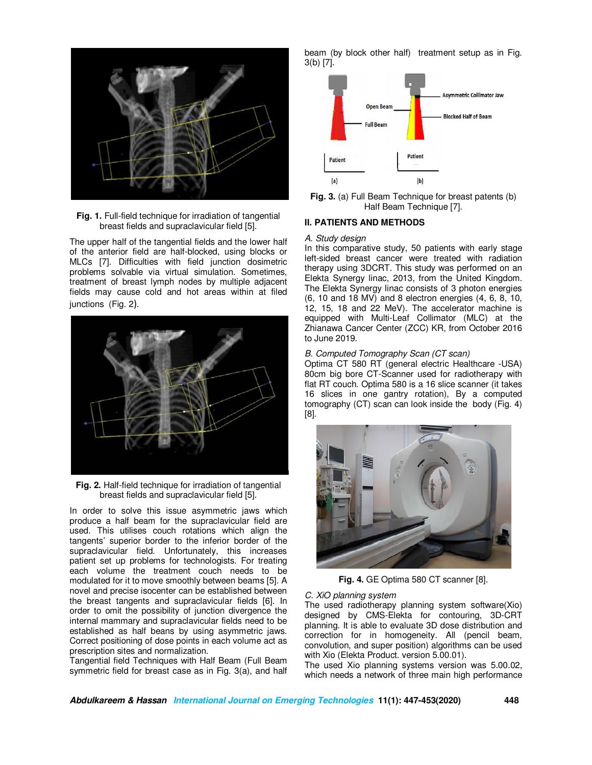Fig. 1. Full-field technique for irradiation of tangential breast fields and supraclavicular field [5].

The upper half of the tangential fields and the lower half of the anterior field are half-blocked, using blocks or MLCs [7]. Difficulties with field junction dosimetric problems solvable via virtual simulation. Sometimes, treatment of breast lymph nodes by multiple adjacent fields may cause cold and hot areas within at filed junctions (Fig. 2).

Fig. 2. Half-field technique for irradiation of tangential breast fields and supraclavicular field [5].

In order to solve this issue asymmetric jaws which produce a half beam for the supraclavicular field are used. This utilises couch rotations which align the tangents' superior border to the inferior border of the supraclavicular field. Unfortunately, this increases patient set up problems for technologists. For treating each volume the treatment couch needs to be modulated for it to move smoothly between beams [5]. A novel and precise isocenter can be established between the breast tangents and supraclavicular fields [6]. In order to omit the possibility of junction divergence the internal mammary and supraclavicular fields need to be established as half beans by using asymmetric jaws. Correct positioning of dose points in each volume act as prescription sites and normalization.

Tangential field Techniques with Half Beam (Full Beam symmetric field for breast case as in Fig. 3(a), and half beam (by block other half) treatment setup as in Fig. 3(b) [7].

Fig. 3. (a) Full Beam Technique for breast patents (b) Half Beam Technique [7].

## II. PATIENTS AND METHODS

### A. Study design

In this comparative study, 50 patients with early stage left-sided breast cancer were treated with radiation therapy using 3DCRT. This study was performed on an Elekta Synergy linac, 2013, from the United Kingdom. The Elekta Synergy linac consists of 3 photon energies (6, 10 and 18 MV) and 8 electron energies (4, 6, 8, 10, 12, 15, 18 and 22 MeV). The accelerator machine is equipped with Multi-Leaf Collimator (MLC) at the Zhianawa Cancer Center (ZCC) KR, from October 2016 to June 2019.

### B. Computed Tomography Scan (CT scan)

Optima CT 580 RT (general electric Healthcare -USA) 80cm big bore CT-Scanner used for radiotherapy with flat RT couch. Optima 580 is a 16 slice scanner (it takes 16 slices in one gantry rotation), By a computed tomography (CT) scan can look inside the body (Fig. 4) [8].

Fig. 4. GE Optima 580 CT scanner [8].

### C. XiO planning system

The used radiotherapy planning system software(Xio) designed by CMS-Elekta for contouring, 3D-CRT planning. It is able to evaluate 3D dose distribution and correction for in homogeneity. All (pencil beam, convolution, and super position) algorithms can be used with Xio (Elekta Product. version 5.00.01).

The used Xio planning systems version was 5.00.02, which needs a network of three main high performance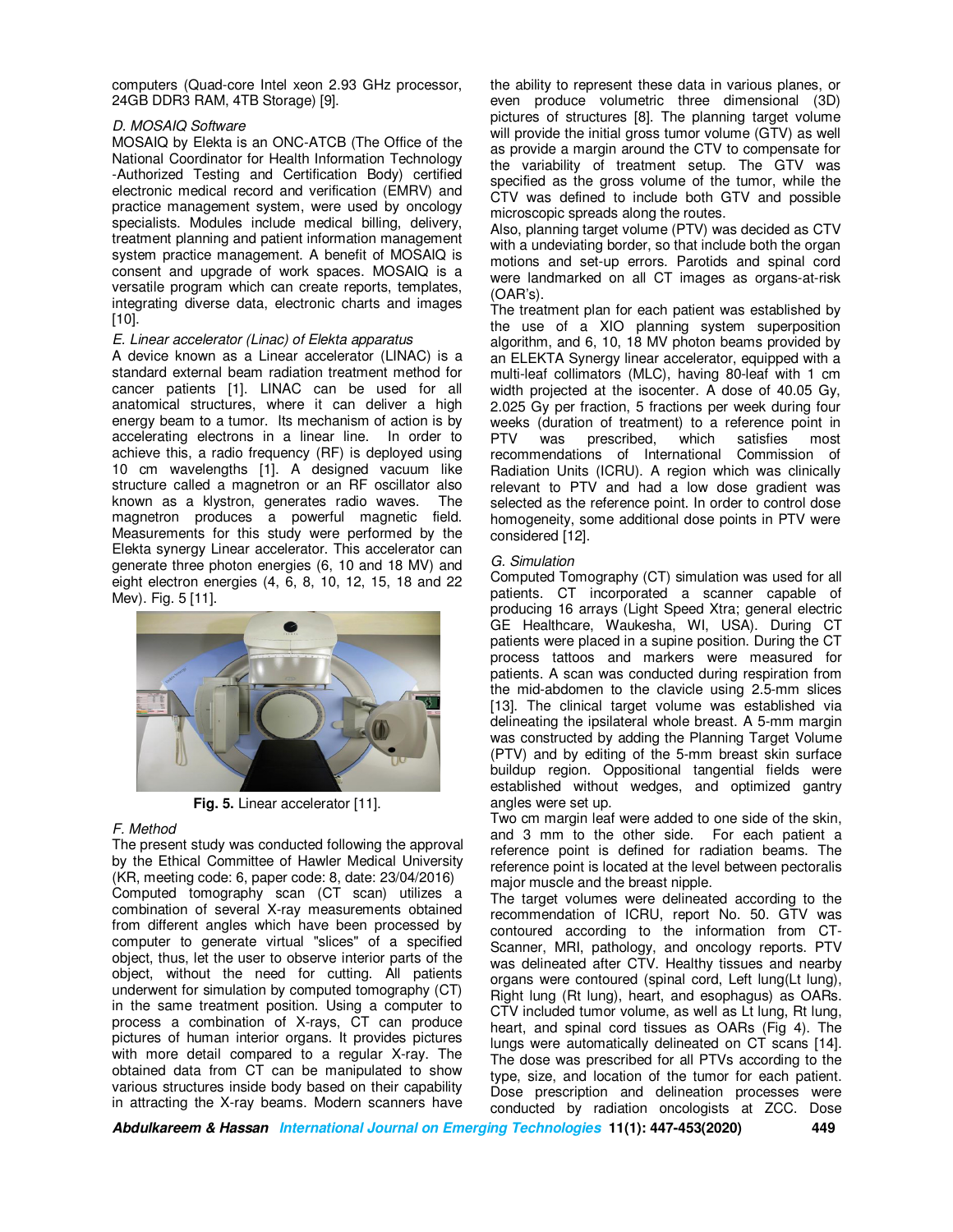computers (Quad-core Intel xeon 2.93 GHz processor, 24GB DDR3 RAM, 4TB Storage) [9].

*D. MOSAIQ Software*

MOSAIQ by Elekta is an ONC-ATCB (The Office of the National Coordinator for Health Information Technology -Authorized Testing and Certification Body) certified electronic medical record and verification (EMRV) and practice management system, were used by oncology specialists. Modules include medical billing, delivery, treatment planning and patient information management system practice management. A benefit of MOSAIQ is consent and upgrade of work spaces. MOSAIQ is a versatile program which can create reports, templates, integrating diverse data, electronic charts and images [10].

*E. Linear accelerator (Linac) of Elekta apparatus*

A device known as a Linear accelerator (LINAC) is a standard external beam radiation treatment method for cancer patients [1]. LINAC can be used for all anatomical structures, where it can deliver a high energy beam to a tumor. Its mechanism of action is by accelerating electrons in a linear line. In order to achieve this, a radio frequency (RF) is deployed using 10 cm wavelengths [1]. A designed vacuum like structure called a magnetron or an RF oscillator also known as a klystron, generates radio waves. The magnetron produces a powerful magnetic field. Measurements for this study were performed by the Elekta synergy Linear accelerator. This accelerator can generate three photon energies (6, 10 and 18 MV) and eight electron energies (4, 6, 8, 10, 12, 15, 18 and 22 Mev). Fig. 5 [11].

**Fig. 5.** Linear accelerator [11].

*F. Method*

The present study was conducted following the approval by the Ethical Committee of Hawler Medical University (KR, meeting code: 6, paper code: 8, date: 23/04/2016)

Computed tomography scan (CT scan) utilizes a combination of several X-ray measurements obtained from different angles which have been processed by computer to generate virtual "slices" of a specified object, thus, let the user to observe interior parts of the object, without the need for cutting. All patients underwent for simulation by computed tomography (CT) in the same treatment position. Using a computer to process a combination of X-rays, CT can produce pictures of human interior organs. It provides pictures with more detail compared to a regular X-ray. The obtained data from CT can be manipulated to show various structures inside body based on their capability in attracting the X-ray beams. Modern scanners have the ability to represent these data in various planes, or even produce volumetric three dimensional (3D) pictures of structures [8]. The planning target volume will provide the initial gross tumor volume (GTV) as well as provide a margin around the CTV to compensate for the variability of treatment setup. The GTV was specified as the gross volume of the tumor, while the CTV was defined to include both GTV and possible microscopic spreads along the routes.

Also, planning target volume (PTV) was decided as CTV with a undeviating border, so that include both the organ motions and set-up errors. Parotids and spinal cord were landmarked on all CT images as organs-at-risk (OAR's).

The treatment plan for each patient was established by the use of a XIO planning system superposition algorithm, and 6, 10, 18 MV photon beams provided by an ELEKTA Synergy linear accelerator, equipped with a multi-leaf collimators (MLC), having 80-leaf with 1 cm width projected at the isocenter. A dose of 40.05 Gy, 2.025 Gy per fraction, 5 fractions per week during four weeks (duration of treatment) to a reference point in PTV was prescribed, which satisfies most recommendations of International Commission of Radiation Units (ICRU). A region which was clinically relevant to PTV and had a low dose gradient was selected as the reference point. In order to control dose homogeneity, some additional dose points in PTV were considered [12].

*G. Simulation*

Computed Tomography (CT) simulation was used for all patients. CT incorporated a scanner capable of producing 16 arrays (Light Speed Xtra; general electric GE Healthcare, Waukesha, WI, USA). During CT patients were placed in a supine position. During the CT process tattoos and markers were measured for patients. A scan was conducted during respiration from the mid-abdomen to the clavicle using 2.5-mm slices [13]. The clinical target volume was established via delineating the ipsilateral whole breast. A 5-mm margin was constructed by adding the Planning Target Volume (PTV) and by editing of the 5-mm breast skin surface buildup region. Oppositional tangential fields were established without wedges, and optimized gantry angles were set up.

Two cm margin leaf were added to one side of the skin, and 3 mm to the other side. For each patient a reference point is defined for radiation beams. The reference point is located at the level between pectoralis major muscle and the breast nipple.

The target volumes were delineated according to the recommendation of ICRU, report No. 50. GTV was contoured according to the information from CT-Scanner, MRI, pathology, and oncology reports. PTV was delineated after CTV. Healthy tissues and nearby organs were contoured (spinal cord, Left lung(Lt lung), Right lung (Rt lung), heart, and esophagus) as OARs. CTV included tumor volume, as well as Lt lung, Rt lung, heart, and spinal cord tissues as OARs (Fig 4). The lungs were automatically delineated on CT scans [14]. The dose was prescribed for all PTVs according to the type, size, and location of the tumor for each patient. Dose prescription and delineation processes were conducted by radiation oncologists at ZCC. Dose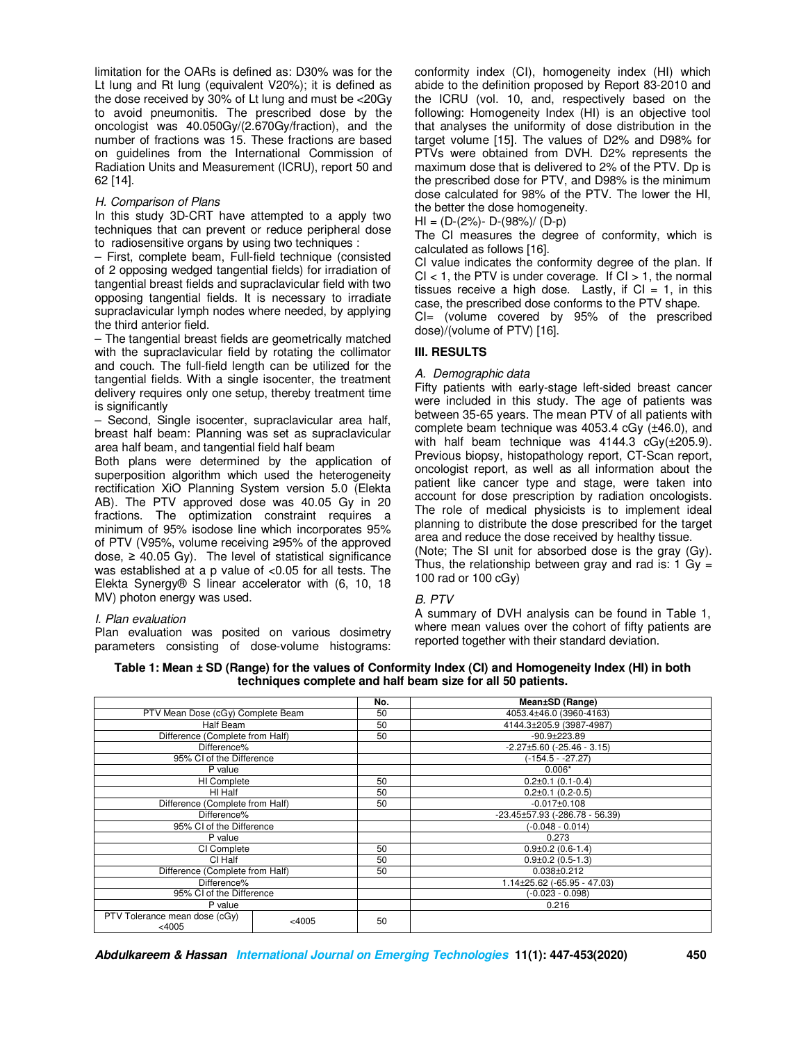limitation for the OARs is defined as: D30% was for the Lt lung and Rt lung (equivalent V20%); it is defined as the dose received by 30% of Lt lung and must be <20Gy to avoid pneumonitis. The prescribed dose by the oncologist was 40.050Gy/(2.670Gy/fraction), and the number of fractions was 15. These fractions are based on guidelines from the International Commission of Radiation Units and Measurement (ICRU), report 50 and 62 [14].

### H. Comparison of Plans

In this study 3D-CRT have attempted to a apply two techniques that can prevent or reduce peripheral dose to radiosensitive organs by using two techniques :

– First, complete beam, Full-field technique (consisted of 2 opposing wedged tangential fields) for irradiation of tangential breast fields and supraclavicular field with two opposing tangential fields. It is necessary to irradiate supraclavicular lymph nodes where needed, by applying the third anterior field.

– The tangential breast fields are geometrically matched with the supraclavicular field by rotating the collimator and couch. The full-field length can be utilized for the tangential fields. With a single isocenter, the treatment delivery requires only one setup, thereby treatment time is significantly

– Second, Single isocenter, supraclavicular area half, breast half beam: Planning was set as supraclavicular area half beam, and tangential field half beam

Both plans were determined by the application of superposition algorithm which used the heterogeneity rectification XiO Planning System version 5.0 (Elekta AB). The PTV approved dose was 40.05 Gy in 20 fractions. The optimization constraint requires a minimum of 95% isodose line which incorporates 95% of PTV (V95%, volume receiving ≥95% of the approved dose, ≥ 40.05 Gy). The level of statistical significance was established at a p value of <0.05 for all tests. The Elekta Synergy® S linear accelerator with (6, 10, 18 MV) photon energy was used.

### I. Plan evaluation

Plan evaluation was posited on various dosimetry parameters consisting of dose-volume histograms: conformity index (CI), homogeneity index (HI) which abide to the definition proposed by Report 83-2010 and the ICRU (vol. 10, and, respectively based on the following: Homogeneity Index (HI) is an objective tool that analyses the uniformity of dose distribution in the target volume [15]. The values of D2% and D98% for PTVs were obtained from DVH. D2% represents the maximum dose that is delivered to 2% of the PTV. Dp is the prescribed dose for PTV, and D98% is the minimum dose calculated for 98% of the PTV. The lower the HI, the better the dose homogeneity.

HI = (D-(2%)- D-(98%)/ (D-p)

The CI measures the degree of conformity, which is calculated as follows [16].

CI value indicates the conformity degree of the plan. If CI < 1, the PTV is under coverage. If CI > 1, the normal tissues receive a high dose. Lastly, if CI = 1, in this case, the prescribed dose conforms to the PTV shape.

CI= (volume covered by 95% of the prescribed dose)/(volume of PTV) [16].

## III. RESULTS

### A. Demographic data

Fifty patients with early-stage left-sided breast cancer were included in this study. The age of patients was between 35-65 years. The mean PTV of all patients with complete beam technique was 4053.4 cGy (±46.0), and with half beam technique was 4144.3 cGy(±205.9). Previous biopsy, histopathology report, CT-Scan report, oncologist report, as well as all information about the patient like cancer type and stage, were taken into account for dose prescription by radiation oncologists. The role of medical physicists is to implement ideal planning to distribute the dose prescribed for the target area and reduce the dose received by healthy tissue.

(Note; The SI unit for absorbed dose is the gray (Gy). Thus, the relationship between gray and rad is: 1 Gy = 100 rad or 100 cGy)

### B. PTV

A summary of DVH analysis can be found in Table 1, where mean values over the cohort of fifty patients are reported together with their standard deviation.

**Table 1: Mean ± SD (Range) for the values of Conformity Index (CI) and Homogeneity Index (HI) in both techniques complete and half beam size for all 50 patients.**

| | | No. | Mean±SD (Range) |
|---|---|---|---|
| PTV Mean Dose (cGy) Complete Beam | | 50 | 4053.4±46.0 (3960-4163) |
| Half Beam | | 50 | 4144.3±205.9 (3987-4987) |
| Difference (Complete from Half) | | 50 | -90.9±223.89 |
| Difference% | | | -2.27±5.60 (-25.46 - 3.15) |
| 95% CI of the Difference | | | (-154.5 - -27.27) |
| P value | | | 0.006* |
| HI Complete | | 50 | 0.2±0.1 (0.1-0.4) |
| HI Half | | 50 | 0.2±0.1 (0.2-0.5) |
| Difference (Complete from Half) | | 50 | -0.017±0.108 |
| Difference% | | | -23.45±57.93 (-286.78 - 56.39) |
| 95% CI of the Difference | | | (-0.048 - 0.014) |
| P value | | | 0.273 |
| CI Complete | | 50 | 0.9±0.2 (0.6-1.4) |
| CI Half | | 50 | 0.9±0.2 (0.5-1.3) |
| Difference (Complete from Half) | | 50 | 0.038±0.212 |
| Difference% | | | 1.14±25.62 (-65.95 - 47.03) |
| 95% CI of the Difference | | | (-0.023 - 0.098) |
| P value | | | 0.216 |
| PTV Tolerance mean dose (cGy) <4005 | <4005 | 50 | |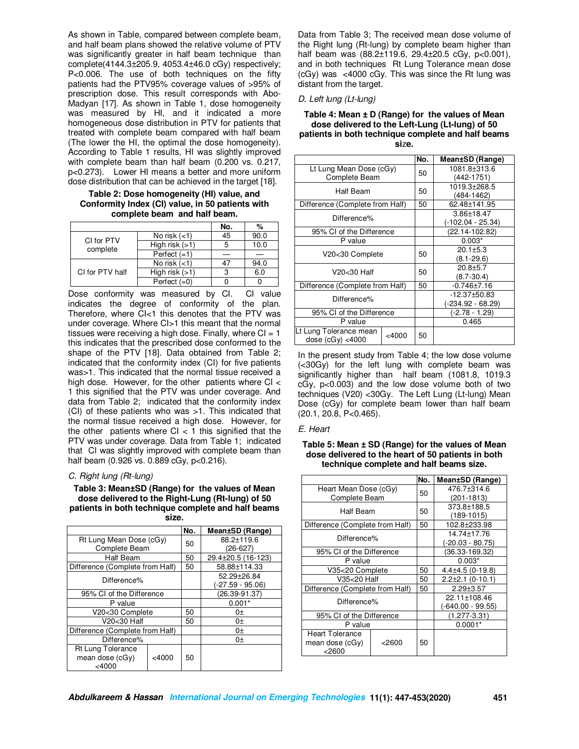As shown in Table, compared between complete beam, and half beam plans showed the relative volume of PTV was significantly greater in half beam technique than complete(4144.3±205.9, 4053.4±46.0 cGy) respectively; P<0.006. The use of both techniques on the fifty patients had the PTV95% coverage values of >95% of prescription dose. This result corresponds with Abo-Madyan [17]. As shown in Table 1, dose homogeneity was measured by HI, and it indicated a more homogeneous dose distribution in PTV for patients that treated with complete beam compared with half beam (The lower the HI, the optimal the dose homogeneity). According to Table 1 results, HI was slightly improved with complete beam than half beam (0.200 vs. 0.217, p<0.273). Lower HI means a better and more uniform dose distribution that can be achieved in the target [18].

**Table 2: Dose homogeneity (HI) value, and Conformity Index (CI) value, in 50 patients with complete beam and half beam.**

| | | No. | % |
|---|---|---|---|
| CI for PTV complete | No risk (<1) | 45 | 90.0 |
| | High risk (>1) | 5 | 10.0 |
| | Perfect (=1) | — | — |
| CI for PTV half | No risk (<1) | 47 | 94.0 |
| | High risk (>1) | 3 | 6.0 |
| | Perfect (=0) | 0 | 0 |

Dose conformity was measured by CI. CI value indicates the degree of conformity of the plan. Therefore, where CI<1 this denotes that the PTV was under coverage. Where CI>1 this meant that the normal tissues were receiving a high dose. Finally, where CI = 1 this indicates that the prescribed dose conformed to the shape of the PTV [18]. Data obtained from Table 2; indicated that the conformity index (CI) for five patients was>1. This indicated that the normal tissue received a high dose. However, for the other patients where CI < 1 this signified that the PTV was under coverage. And data from Table 2; indicated that the conformity index (CI) of these patients who was >1. This indicated that the normal tissue received a high dose. However, for the other patients where CI < 1 this signified that the PTV was under coverage. Data from Table 1; indicated that CI was slightly improved with complete beam than half beam (0.926 vs. 0.889 cGy, p<0.216).

*C. Right lung (Rt-lung)*

**Table 3: Mean±SD (Range) for the values of Mean dose delivered to the Right-Lung (Rt-lung) of 50 patients in both technique complete and half beams size.**

| | | No. | Mean±SD (Range) |
|---|---|---|---|
| Rt Lung Mean Dose (cGy) Complete Beam | | 50 | 88.2±119.6 (26-627) |
| Half Beam | | 50 | 29.4±20.5 (16-123) |
| Difference (Complete from Half) | | 50 | 58.88±114.33 |
| Difference% | | | 52.29±26.84 (-27.59 - 95.06) |
| 95% CI of the Difference | | | (26.39-91.37) |
| P value | | | 0.001* |
| V20<30 Complete | | 50 | 0± |
| V20<30 Half | | 50 | 0± |
| Difference (Complete from Half) | | | 0± |
| Difference% | | | 0± |
| Rt Lung Tolerance mean dose (cGy) <4000 | <4000 | 50 | |

Data from Table 3; The received mean dose volume of the Right lung (Rt-lung) by complete beam higher than half beam was (88.2±119.6, 29.4±20.5 cGy, p<0.001), and in both techniques Rt Lung Tolerance mean dose (cGy) was <4000 cGy. This was since the Rt lung was distant from the target.

*D. Left lung (Lt-lung)*

**Table 4: Mean ± D (Range) for the values of Mean dose delivered to the Left-Lung (Lt-lung) of 50 patients in both technique complete and half beams size.**

| | | No. | Mean±SD (Range) |
|---|---|---|---|
| Lt Lung Mean Dose (cGy) Complete Beam | | 50 | 1081.8±313.6 (442-1751) |
| Half Beam | | 50 | 1019.3±268.5 (484-1462) |
| Difference (Complete from Half) | | 50 | 62.48±141.95 |
| Difference% | | | 3.86±18.47 (-102.04 - 25.34) |
| 95% CI of the Difference | | | (22.14-102.82) |
| P value | | | 0.003* |
| V20<30 Complete | | 50 | 20.1±5.3 (8.1-29.6) |
| V20<30 Half | | 50 | 20.8±5.7 (8.7-30.4) |
| Difference (Complete from Half) | | 50 | -0.746±7.16 |
| Difference% | | | -12.37±50.83 (-234.92 - 68.29) |
| 95% CI of the Difference | | | (-2.78 - 1.29) |
| P value | | | 0.465 |
| Lt Lung Tolerance mean dose (cGy) <4000 | <4000 | 50 | |

In the present study from Table 4; the low dose volume (<30Gy) for the left lung with complete beam was significantly higher than half beam (1081.8, 1019.3 cGy, p<0.003) and the low dose volume both of two techniques (V20) <30Gy. The Left Lung (Lt-lung) Mean Dose (cGy) for complete beam lower than half beam (20.1, 20.8, P<0.465).

*E. Heart*

**Table 5: Mean ± SD (Range) for the values of Mean dose delivered to the heart of 50 patients in both technique complete and half beams size.**

| | | No. | Mean±SD (Range) |
|---|---|---|---|
| Heart Mean Dose (cGy) Complete Beam | | 50 | 476.7±314.6 (201-1813) |
| Half Beam | | 50 | 373.8±188.5 (189-1015) |
| Difference (Complete from Half) | | 50 | 102.8±233.98 |
| Difference% | | | 14.74±17.76 (-20.03 - 80.75) |
| 95% CI of the Difference | | | (36.33-169.32) |
| P value | | | 0.003* |
| V35<20 Complete | | 50 | 4.4±4.5 (0-19.8) |
| V35<20 Half | | 50 | 2.2±2.1 (0-10.1) |
| Difference (Complete from Half) | | 50 | 2.29±3.57 |
| Difference% | | | 22.11±108.46 (-640.00 - 99.55) |
| 95% CI of the Difference | | | (1.277-3.31) |
| P value | | | 0.0001* |
| Heart Tolerance mean dose (cGy) <2600 | <2600 | 50 | |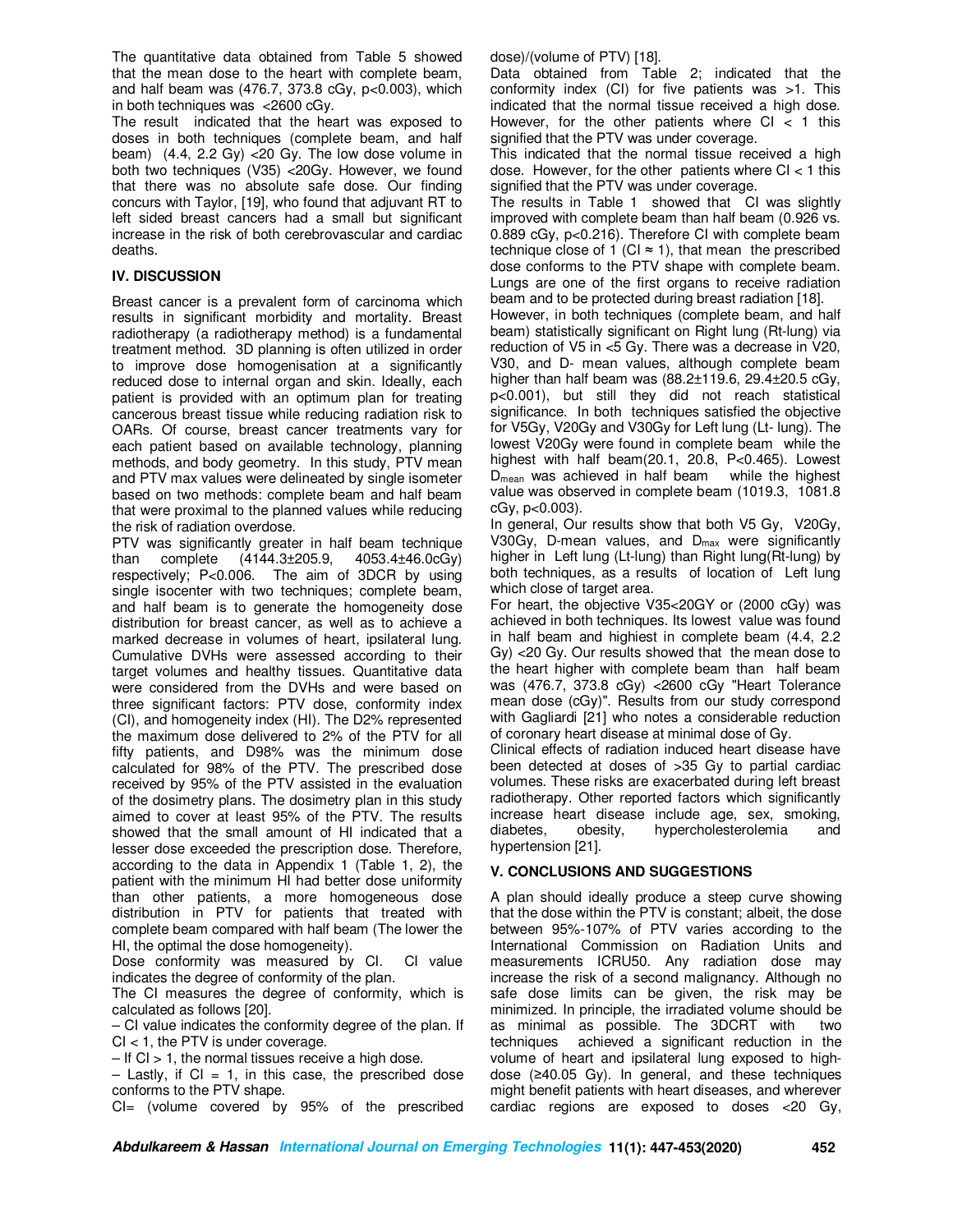The quantitative data obtained from Table 5 showed that the mean dose to the heart with complete beam, and half beam was (476.7, 373.8 cGy, p<0.003), which in both techniques was <2600 cGy.

The result indicated that the heart was exposed to doses in both techniques (complete beam, and half beam) (4.4, 2.2 Gy) <20 Gy. The low dose volume in both two techniques (V35) <20Gy. However, we found that there was no absolute safe dose. Our finding concurs with Taylor, [19], who found that adjuvant RT to left sided breast cancers had a small but significant increase in the risk of both cerebrovascular and cardiac deaths.

## IV. DISCUSSION

Breast cancer is a prevalent form of carcinoma which results in significant morbidity and mortality. Breast radiotherapy (a radiotherapy method) is a fundamental treatment method. 3D planning is often utilized in order to improve dose homogenisation at a significantly reduced dose to internal organ and skin. Ideally, each patient is provided with an optimum plan for treating cancerous breast tissue while reducing radiation risk to OARs. Of course, breast cancer treatments vary for each patient based on available technology, planning methods, and body geometry. In this study, PTV mean and PTV max values were delineated by single isometer based on two methods: complete beam and half beam that were proximal to the planned values while reducing the risk of radiation overdose.

PTV was significantly greater in half beam technique than complete (4144.3±205.9, 4053.4±46.0cGy) respectively; P<0.006. The aim of 3DCR by using single isocenter with two techniques; complete beam, and half beam is to generate the homogeneity dose distribution for breast cancer, as well as to achieve a marked decrease in volumes of heart, ipsilateral lung. Cumulative DVHs were assessed according to their target volumes and healthy tissues. Quantitative data were considered from the DVHs and were based on three significant factors: PTV dose, conformity index (CI), and homogeneity index (HI). The D2% represented the maximum dose delivered to 2% of the PTV for all fifty patients, and D98% was the minimum dose calculated for 98% of the PTV. The prescribed dose received by 95% of the PTV assisted in the evaluation of the dosimetry plans. The dosimetry plan in this study aimed to cover at least 95% of the PTV. The results showed that the small amount of HI indicated that a lesser dose exceeded the prescription dose. Therefore, according to the data in Appendix 1 (Table 1, 2), the patient with the minimum HI had better dose uniformity than other patients, a more homogeneous dose distribution in PTV for patients that treated with complete beam compared with half beam (The lower the HI, the optimal the dose homogeneity).

Dose conformity was measured by CI. CI value indicates the degree of conformity of the plan.

The CI measures the degree of conformity, which is calculated as follows [20].

– CI value indicates the conformity degree of the plan. If CI < 1, the PTV is under coverage.

– If CI > 1, the normal tissues receive a high dose.

– Lastly, if CI = 1, in this case, the prescribed dose conforms to the PTV shape.

CI= (volume covered by 95% of the prescribed dose)/(volume of PTV) [18].

Data obtained from Table 2; indicated that the conformity index (CI) for five patients was >1. This indicated that the normal tissue received a high dose. However, for the other patients where CI < 1 this signified that the PTV was under coverage.

This indicated that the normal tissue received a high dose. However, for the other patients where CI < 1 this signified that the PTV was under coverage.

The results in Table 1 showed that CI was slightly improved with complete beam than half beam (0.926 vs. 0.889 cGy, p<0.216). Therefore CI with complete beam technique close of 1 (CI ≈ 1), that mean the prescribed dose conforms to the PTV shape with complete beam. Lungs are one of the first organs to receive radiation beam and to be protected during breast radiation [18].

However, in both techniques (complete beam, and half beam) statistically significant on Right lung (Rt-lung) via reduction of V5 in <5 Gy. There was a decrease in V20, V30, and D- mean values, although complete beam higher than half beam was (88.2±119.6, 29.4±20.5 cGy, p<0.001), but still they did not reach statistical significance. In both techniques satisfied the objective for V5Gy, V20Gy and V30Gy for Left lung (Lt- lung). The lowest V20Gy were found in complete beam while the highest with half beam(20.1, 20.8, P<0.465). Lowest $D_{mean}$ was achieved in half beam while the highest value was observed in complete beam (1019.3, 1081.8 cGy, p<0.003).

In general, Our results show that both V5 Gy, V20Gy, V30Gy, D-mean values, and $D_{max}$ were significantly higher in Left lung (Lt-lung) than Right lung(Rt-lung) by both techniques, as a results of location of Left lung which close of target area.

For heart, the objective V35<20GY or (2000 cGy) was achieved in both techniques. Its lowest value was found in half beam and hieghiest in complete beam (4.4, 2.2 Gy) <20 Gy. Our results showed that the mean dose to the heart higher with complete beam than half beam was (476.7, 373.8 cGy) <2600 cGy "Heart Tolerance mean dose (cGy)". Results from our study correspond with Gagliardi [21] who notes a considerable reduction of coronary heart disease at minimal dose of Gy.

Clinical effects of radiation induced heart disease have been detected at doses of >35 Gy to partial cardiac volumes. These risks are exacerbated during left breast radiotherapy. Other reported factors which significantly increase heart disease include age, sex, smoking, diabetes, obesity, hypercholesterolemia and hypertension [21].

## V. CONCLUSIONS AND SUGGESTIONS

A plan should ideally produce a steep curve showing that the dose within the PTV is constant; albeit, the dose between 95%-107% of PTV varies according to the International Commission on Radiation Units and measurements ICRU50. Any radiation dose may increase the risk of a second malignancy. Although no safe dose limits can be given, the risk may be minimized. In principle, the irradiated volume should be as minimal as possible. The 3DCRT with two techniques achieved a significant reduction in the volume of heart and ipsilateral lung exposed to high-dose (≥40.05 Gy). In general, and these techniques might benefit patients with heart diseases, and wherever cardiac regions are exposed to doses <20 Gy,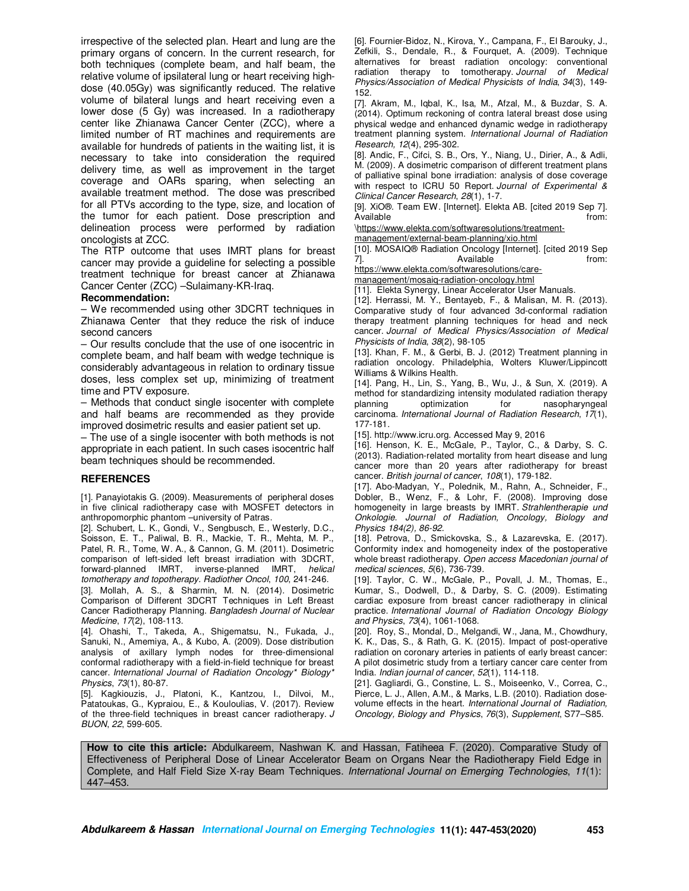irrespective of the selected plan. Heart and lung are the primary organs of concern. In the current research, for both techniques (complete beam, and half beam, the relative volume of ipsilateral lung or heart receiving high-dose (40.05Gy) was significantly reduced. The relative volume of bilateral lungs and heart receiving even a lower dose (5 Gy) was increased. In a radiotherapy center like Zhianawa Cancer Center (ZCC), where a limited number of RT machines and requirements are available for hundreds of patients in the waiting list, it is necessary to take into consideration the required delivery time, as well as improvement in the target coverage and OARs sparing, when selecting an available treatment method. The dose was prescribed for all PTVs according to the type, size, and location of the tumor for each patient. Dose prescription and delineation process were performed by radiation oncologists at ZCC.

The RTP outcome that uses IMRT plans for breast cancer may provide a guideline for selecting a possible treatment technique for breast cancer at Zhianawa Cancer Center (ZCC) –Sulaimany-KR-Iraq.

**Recommendation:**

– We recommended using other 3DCRT techniques in Zhianawa Center that they reduce the risk of induce second cancers

– Our results conclude that the use of one isocentric in complete beam, and half beam with wedge technique is considerably advantageous in relation to ordinary tissue doses, less complex set up, minimizing of treatment time and PTV exposure.

– Methods that conduct single isocenter with complete and half beams are recommended as they provide improved dosimetric results and easier patient set up.

– The use of a single isocenter with both methods is not appropriate in each patient. In such cases isocentric half beam techniques should be recommended.

## REFERENCES

[1]. Panayiotakis G. (2009). Measurements of peripheral doses in five clinical radiotherapy case with MOSFET detectors in anthropomorphic phantom –university of Patras.

[2]. Schubert, L. K., Gondi, V., Sengbusch, E., Westerly, D.C., Soisson, E. T., Paliwal, B. R., Mackie, T. R., Mehta, M. P., Patel, R. R., Tome, W. A., & Cannon, G. M. (2011). Dosimetric comparison of left-sided left breast irradiation with 3DCRT, forward-planned IMRT, inverse-planned IMRT, *helical tomotherapy and topotherapy*. *Radiother Oncol*, *100*, 241-246.

[3]. Mollah, A. S., & Sharmin, M. N. (2014). Dosimetric Comparison of Different 3DCRT Techniques in Left Breast Cancer Radiotherapy Planning. *Bangladesh Journal of Nuclear Medicine*, *17*(2), 108-113.

[4]. Ohashi, T., Takeda, A., Shigematsu, N., Fukada, J., Sanuki, N., Amemiya, A., & Kubo, A. (2009). Dose distribution analysis of axillary lymph nodes for three-dimensional conformal radiotherapy with a field-in-field technique for breast cancer. *International Journal of Radiation Oncology\* Biology\* Physics*, *73*(1), 80-87.

[5]. Kagkiouzis, J., Platoni, K., Kantzou, I., Dilvoi, M., Patatoukas, G., Kypraiou, E., & Kouloulias, V. (2017). Review of the three-field techniques in breast cancer radiotherapy. *J BUON*, *22*, 599-605.

[6]. Fournier-Bidoz, N., Kirova, Y., Campana, F., El Barouky, J., Zefkili, S., Dendale, R., & Fourquet, A. (2009). Technique alternatives for breast radiation oncology: conventional radiation therapy to tomotherapy. *Journal of Medical Physics/Association of Medical Physicists of India*, *34*(3), 149-152.

[7]. Akram, M., Iqbal, K., Isa, M., Afzal, M., & Buzdar, S. A. (2014). Optimum reckoning of contra lateral breast dose using physical wedge and enhanced dynamic wedge in radiotherapy treatment planning system. *International Journal of Radiation Research, 12*(4), 295-302.

[8]. Andic, F., Cifci, S. B., Ors, Y., Niang, U., Dirier, A., & Adli, M. (2009). A dosimetric comparison of different treatment plans of palliative spinal bone irradiation: analysis of dose coverage with respect to ICRU 50 Report. *Journal of Experimental & Clinical Cancer Research*, *28*(1), 1-7.

[9]. XiO®. Team EW. [Internet]. Elekta AB. [cited 2019 Sep 7]. Available from: \https://www.elekta.com/softwaresolutions/treatment-management/external-beam-planning/xio.html

[10]. MOSAIQ® Radiation Oncology [Internet]. [cited 2019 Sep 7]. Available from: https://www.elekta.com/softwaresolutions/care-management/mosaiq-radiation-oncology.html

[11]. Elekta Synergy, Linear Accelerator User Manuals.

[12]. Herrassi, M. Y., Bentayeb, F., & Malisan, M. R. (2013). Comparative study of four advanced 3d-conformal radiation therapy treatment planning techniques for head and neck cancer. *Journal of Medical Physics/Association of Medical Physicists of India*, *38*(2), 98-105

[13]. Khan, F. M., & Gerbi, B. J. (2012) Treatment planning in radiation oncology. Philadelphia, Wolters Kluwer/Lippincott Williams & Wilkins Health.

[14]. Pang, H., Lin, S., Yang, B., Wu, J., & Sun, X. (2019). A method for standardizing intensity modulated radiation therapy planning optimization for nasopharyngeal carcinoma. *International Journal of Radiation Research*, *17*(1), 177-181.

[15]. http://www.icru.org. Accessed May 9, 2016

[16]. Henson, K. E., McGale, P., Taylor, C., & Darby, S. C. (2013). Radiation-related mortality from heart disease and lung cancer more than 20 years after radiotherapy for breast cancer. *British journal of cancer*, *108*(1), 179-182.

[17]. Abo-Madyan, Y., Polednik, M., Rahn, A., Schneider, F., Dobler, B., Wenz, F., & Lohr, F. (2008). Improving dose homogeneity in large breasts by IMRT. *Strahlentherapie und Onkologie. Journal of Radiation, Oncology, Biology and Physics 184(2), 86-92*.

[18]. Petrova, D., Smickovska, S., & Lazarevska, E. (2017). Conformity index and homogeneity index of the postoperative whole breast radiotherapy. *Open access Macedonian journal of medical sciences*, *5*(6), 736-739.

[19]. Taylor, C. W., McGale, P., Povall, J. M., Thomas, E., Kumar, S., Dodwell, D., & Darby, S. C. (2009). Estimating cardiac exposure from breast cancer radiotherapy in clinical practice. *International Journal of Radiation Oncology Biology and Physics*, *73*(4), 1061-1068.

[20]. Roy, S., Mondal, D., Melgandi, W., Jana, M., Chowdhury, K. K., Das, S., & Rath, G. K. (2015). Impact of post-operative radiation on coronary arteries in patients of early breast cancer: A pilot dosimetric study from a tertiary cancer care center from India. *Indian journal of cancer*, *52*(1), 114-118.

[21]. Gagliardi, G., Constine, L. S., Moiseenko, V., Correa, C., Pierce, L. J., Allen, A.M., & Marks, L.B. (2010). Radiation dose-volume effects in the heart. *International Journal of Radiation, Oncology, Biology and Physics*, *76*(3), *Supplement*, S77–S85.

**How to cite this article:** Abdulkareem, Nashwan K. and Hassan, Fatiheea F. (2020). Comparative Study of Effectiveness of Peripheral Dose of Linear Accelerator Beam on Organs Near the Radiotherapy Field Edge in Complete, and Half Field Size X-ray Beam Techniques. *International Journal on Emerging Technologies*, *11*(1): 447–453.